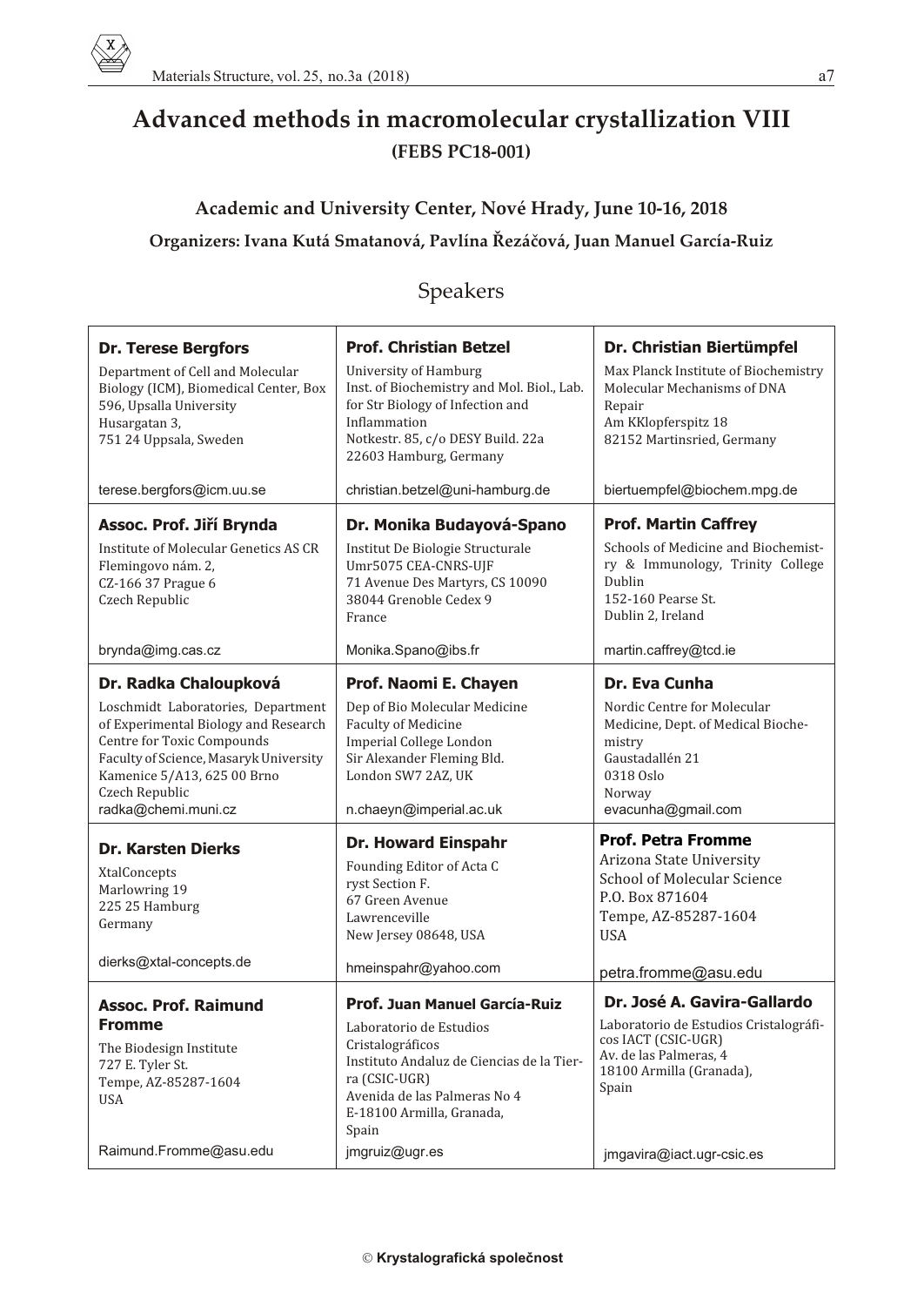# Advanced methods in macromolecular crystallization VIII

**(FEBS PC18-001)**

## Academic and University Center, Nové Hrady, June 10-16, 2018

**Organizers: Ivana Kutá Smatanová, Pavlína Řezáčová, Juan Manuel García-Ruiz**

## Speakers

| | | |
|---|---|---|
| **Dr. Terese Bergfors**<br>Department of Cell and Molecular Biology (ICM), Biomedical Center, Box 596, Upsalla University<br>Husargatan 3,<br>751 24 Uppsala, Sweden<br><br>terese.bergfors@icm.uu.se | **Prof. Christian Betzel**<br>University of Hamburg<br>Inst. of Biochemistry and Mol. Biol., Lab. for Str Biology of Infection and Inflammation<br>Notkestr. 85, c/o DESY Build. 22a<br>22603 Hamburg, Germany<br><br>christian.betzel@uni-hamburg.de | **Dr. Christian Biertümpfel**<br>Max Planck Institute of Biochemistry<br>Molecular Mechanisms of DNA Repair<br>Am KKlopferspitz 18<br>82152 Martinsried, Germany<br><br>biertuempfel@biochem.mpg.de |
| **Assoc. Prof. Jiří Brynda**<br>Institute of Molecular Genetics AS CR<br>Flemingovo nám. 2,<br>CZ-166 37 Prague 6<br>Czech Republic<br><br>brynda@img.cas.cz | **Dr. Monika Budayová-Spano**<br>Institut De Biologie Structurale<br>Umr5075 CEA-CNRS-UJF<br>71 Avenue Des Martyrs, CS 10090<br>38044 Grenoble Cedex 9<br>France<br><br>Monika.Spano@ibs.fr | **Prof. Martin Caffrey**<br>Schools of Medicine and Biochemistry & Immunology, Trinity College Dublin<br>152-160 Pearse St.<br>Dublin 2, Ireland<br><br>martin.caffrey@tcd.ie |
| **Dr. Radka Chaloupková**<br>Loschmidt Laboratories, Department of Experimental Biology and Research Centre for Toxic Compounds<br>Faculty of Science, Masaryk University<br>Kamenice 5/A13, 625 00 Brno<br>Czech Republic<br>radka@chemi.muni.cz | **Prof. Naomi E. Chayen**<br>Dep of Bio Molecular Medicine<br>Faculty of Medicine<br>Imperial College London<br>Sir Alexander Fleming Bld.<br>London SW7 2AZ, UK<br><br>n.chaeyn@imperial.ac.uk | **Dr. Eva Cunha**<br>Nordic Centre for Molecular Medicine, Dept. of Medical Biochemistry<br>Gaustadallén 21<br>0318 Oslo<br>Norway<br>evacunha@gmail.com |
| **Dr. Karsten Dierks**<br>XtalConcepts<br>Marlowring 19<br>225 25 Hamburg<br>Germany<br><br>dierks@xtal-concepts.de | **Dr. Howard Einspahr**<br>Founding Editor of Acta C ryst Section F.<br>67 Green Avenue<br>Lawrenceville<br>New Jersey 08648, USA<br><br>hmeinspahr@yahoo.com | **Prof. Petra Fromme**<br>Arizona State University<br>School of Molecular Science<br>P.O. Box 871604<br>Tempe, AZ-85287-1604<br>USA<br><br>petra.fromme@asu.edu |
| **Assoc. Prof. Raimund Fromme**<br>The Biodesign Institute<br>727 E. Tyler St.<br>Tempe, AZ-85287-1604<br>USA<br><br>Raimund.Fromme@asu.edu | **Prof. Juan Manuel García-Ruiz**<br>Laboratorio de Estudios Cristalográficos<br>Instituto Andaluz de Ciencias de la Tierra (CSIC-UGR)<br>Avenida de las Palmeras No 4<br>E-18100 Armilla, Granada,<br>Spain<br>jmgruiz@ugr.es | **Dr. José A. Gavira-Gallardo**<br>Laboratorio de Estudios Cristalográficos IACT (CSIC-UGR)<br>Av. de las Palmeras, 4<br>18100 Armilla (Granada),<br>Spain<br><br>jmgavira@iact.ugr-csic.es |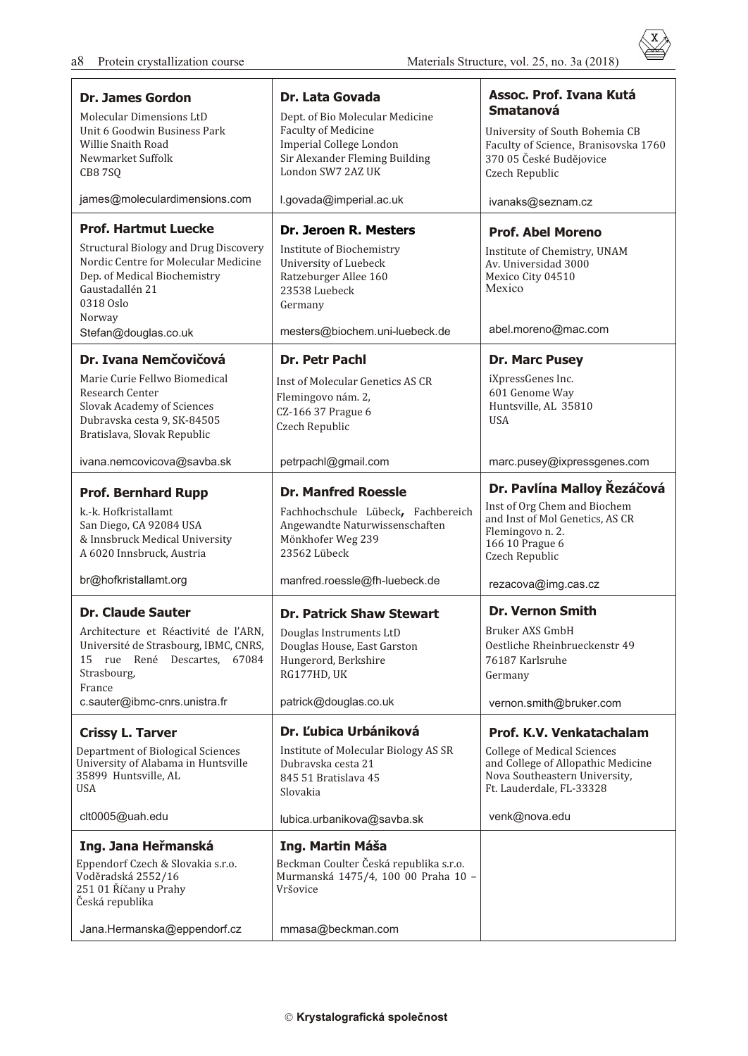| | | |
|---|---|---|
| **Dr. James Gordon**<br>Molecular Dimensions LtD<br>Unit 6 Goodwin Business Park<br>Willie Snaith Road<br>Newmarket Suffolk<br>CB8 7SQ<br>james@moleculardimensions.com | **Dr. Lata Govada**<br>Dept. of Bio Molecular Medicine<br>Faculty of Medicine<br>Imperial College London<br>Sir Alexander Fleming Building<br>London SW7 2AZ UK<br>l.govada@imperial.ac.uk | **Assoc. Prof. Ivana Kutá Smatanová**<br>University of South Bohemia CB<br>Faculty of Science, Branisovska 1760<br>370 05 České Budějovice<br>Czech Republic<br>ivanaks@seznam.cz |
| **Prof. Hartmut Luecke**<br>Structural Biology and Drug Discovery<br>Nordic Centre for Molecular Medicine<br>Dep. of Medical Biochemistry<br>Gaustadallén 21<br>0318 Oslo<br>Norway<br>Stefan@douglas.co.uk | **Dr. Jeroen R. Mesters**<br>Institute of Biochemistry<br>University of Luebeck<br>Ratzeburger Allee 160<br>23538 Luebeck<br>Germany<br>mesters@biochem.uni-luebeck.de | **Prof. Abel Moreno**<br>Institute of Chemistry, UNAM<br>Av. Universidad 3000<br>Mexico City 04510<br>Mexico<br>abel.moreno@mac.com |
| **Dr. Ivana Nemčovičová**<br>Marie Curie Fellwo Biomedical Research Center<br>Slovak Academy of Sciences<br>Dubravska cesta 9, SK-84505<br>Bratislava, Slovak Republic<br>ivana.nemcovicova@savba.sk | **Dr. Petr Pachl**<br>Inst of Molecular Genetics AS CR<br>Flemingovo nám. 2,<br>CZ-166 37 Prague 6<br>Czech Republic<br>petrpachl@gmail.com | **Dr. Marc Pusey**<br>iXpressGenes Inc.<br>601 Genome Way<br>Huntsville, AL 35810<br>USA<br>marc.pusey@ixpressgenes.com |
| **Prof. Bernhard Rupp**<br>k.-k. Hofkristallamt<br>San Diego, CA 92084 USA<br>& Innsbruck Medical University<br>A 6020 Innsbruck, Austria<br>br@hofkristallamt.org | **Dr. Manfred Roessle**<br>Fachhochschule Lübeck, Fachbereich Angewandte Naturwissenschaften<br>Mönkhofer Weg 239<br>23562 Lübeck<br>manfred.roessle@fh-luebeck.de | **Dr. Pavlína Malloy Řezáčová**<br>Inst of Org Chem and Biochem and Inst of Mol Genetics, AS CR<br>Flemingovo n. 2.<br>166 10 Prague 6<br>Czech Republic<br>rezacova@img.cas.cz |
| **Dr. Claude Sauter**<br>Architecture et Réactivité de l'ARN, Université de Strasbourg, IBMC, CNRS, 15 rue René Descartes, 67084 Strasbourg,<br>France<br>c.sauter@ibmc-cnrs.unistra.fr | **Dr. Patrick Shaw Stewart**<br>Douglas Instruments LtD<br>Douglas House, East Garston<br>Hungerord, Berkshire<br>RG177HD, UK<br>patrick@douglas.co.uk | **Dr. Vernon Smith**<br>Bruker AXS GmbH<br>Oestliche Rheinbrueckenstr 49<br>76187 Karlsruhe<br>Germany<br>vernon.smith@bruker.com |
| **Crissy L. Tarver**<br>Department of Biological Sciences<br>University of Alabama in Huntsville<br>35899 Huntsville, AL<br>USA<br>clt0005@uah.edu | **Dr. Ľubica Urbániková**<br>Institute of Molecular Biology AS SR<br>Dubravska cesta 21<br>845 51 Bratislava 45<br>Slovakia<br>lubica.urbanikova@savba.sk | **Prof. K.V. Venkatachalam**<br>College of Medical Sciences and College of Allopathic Medicine<br>Nova Southeastern University,<br>Ft. Lauderdale, FL-33328<br>venk@nova.edu |
| **Ing. Jana Heřmanská**<br>Eppendorf Czech & Slovakia s.r.o.<br>Voděradská 2552/16<br>251 01 Říčany u Prahy<br>Česká republika<br>Jana.Hermanska@eppendorf.cz | **Ing. Martin Máša**<br>Beckman Coulter Česká republika s.r.o.<br>Murmanská 1475/4, 100 00 Praha 10 – Vršovice<br>mmasa@beckman.com | |